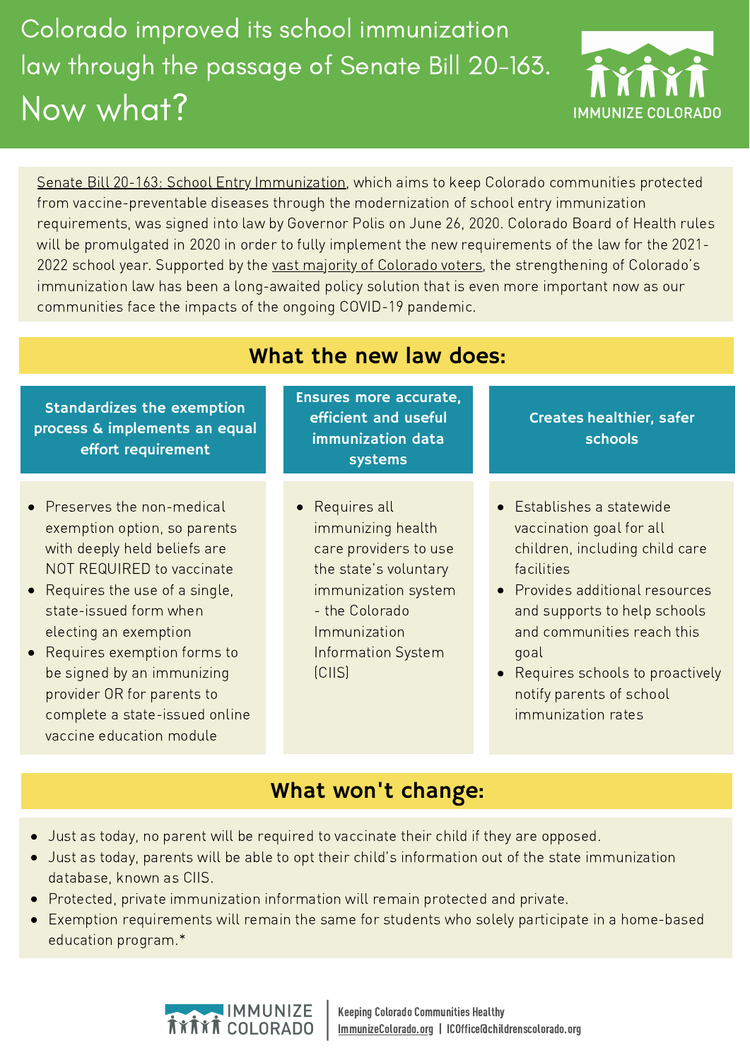# Colorado improved its school immunization law through the passage of Senate Bill 20-163. Now what?

IMMUNIZE COLORADO

Senate Bill 20-163: School Entry Immunization, which aims to keep Colorado communities protected from vaccine-preventable diseases through the modernization of school entry immunization requirements, was signed into law by Governor Polis on June 26, 2020. Colorado Board of Health rules will be promulgated in 2020 in order to fully implement the new requirements of the law for the 2021-2022 school year. Supported by the vast majority of Colorado voters, the strengthening of Colorado's immunization law has been a long-awaited policy solution that is even more important now as our communities face the impacts of the ongoing COVID-19 pandemic.

## What the new law does:

### Standardizes the exemption process & implements an equal effort requirement

- Preserves the non-medical exemption option, so parents with deeply held beliefs are NOT REQUIRED to vaccinate
- Requires the use of a single, state-issued form when electing an exemption
- Requires exemption forms to be signed by an immunizing provider OR for parents to complete a state-issued online vaccine education module

### Ensures more accurate, efficient and useful immunization data systems

- Requires all immunizing health care providers to use the state's voluntary immunization system - the Colorado Immunization Information System (CIIS)

### Creates healthier, safer schools

- Establishes a statewide vaccination goal for all children, including child care facilities
- Provides additional resources and supports to help schools and communities reach this goal
- Requires schools to proactively notify parents of school immunization rates

## What won't change:

- Just as today, no parent will be required to vaccinate their child if they are opposed.
- Just as today, parents will be able to opt their child's information out of the state immunization database, known as CIIS.
- Protected, private immunization information will remain protected and private.
- Exemption requirements will remain the same for students who solely participate in a home-based education program.*

IMMUNIZE COLORADO | Keeping Colorado Communities Healthy
ImmunizeColorado.org | ICOffice@childrenscolorado.org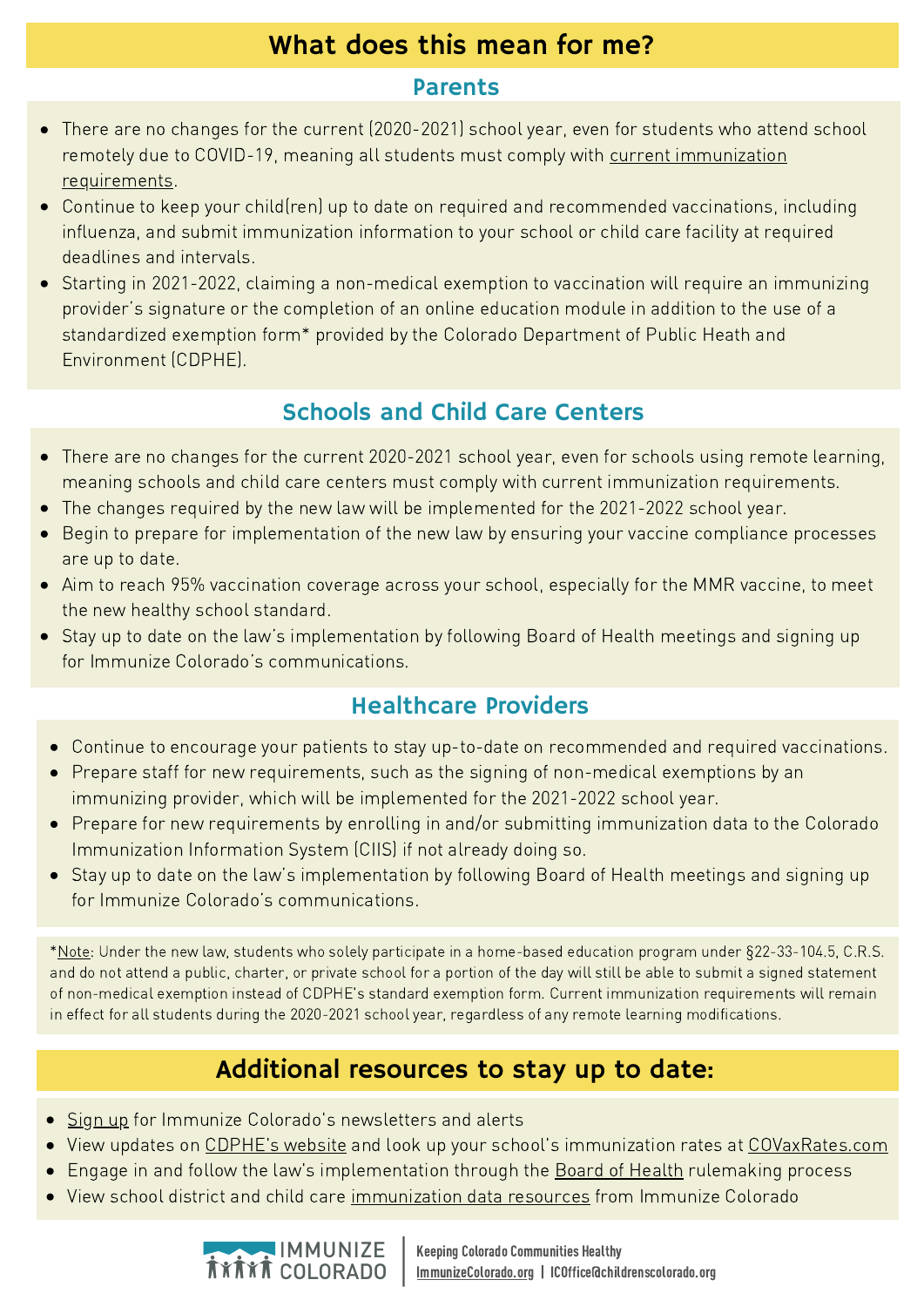# What does this mean for me?

## Parents

- There are no changes for the current (2020-2021) school year, even for students who attend school remotely due to COVID-19, meaning all students must comply with current immunization requirements.
- Continue to keep your child(ren) up to date on required and recommended vaccinations, including influenza, and submit immunization information to your school or child care facility at required deadlines and intervals.
- Starting in 2021-2022, claiming a non-medical exemption to vaccination will require an immunizing provider's signature or the completion of an online education module in addition to the use of a standardized exemption form* provided by the Colorado Department of Public Heath and Environment (CDPHE).

## Schools and Child Care Centers

- There are no changes for the current 2020-2021 school year, even for schools using remote learning, meaning schools and child care centers must comply with current immunization requirements.
- The changes required by the new law will be implemented for the 2021-2022 school year.
- Begin to prepare for implementation of the new law by ensuring your vaccine compliance processes are up to date.
- Aim to reach 95% vaccination coverage across your school, especially for the MMR vaccine, to meet the new healthy school standard.
- Stay up to date on the law's implementation by following Board of Health meetings and signing up for Immunize Colorado's communications.

## Healthcare Providers

- Continue to encourage your patients to stay up-to-date on recommended and required vaccinations.
- Prepare staff for new requirements, such as the signing of non-medical exemptions by an immunizing provider, which will be implemented for the 2021-2022 school year.
- Prepare for new requirements by enrolling in and/or submitting immunization data to the Colorado Immunization Information System (CIIS) if not already doing so.
- Stay up to date on the law's implementation by following Board of Health meetings and signing up for Immunize Colorado's communications.

*Note: Under the new law, students who solely participate in a home-based education program under §22-33-104.5, C.R.S. and do not attend a public, charter, or private school for a portion of the day will still be able to submit a signed statement of non-medical exemption instead of CDPHE's standard exemption form. Current immunization requirements will remain in effect for all students during the 2020-2021 school year, regardless of any remote learning modifications.

# Additional resources to stay up to date:

- Sign up for Immunize Colorado's newsletters and alerts
- View updates on CDPHE's website and look up your school's immunization rates at COVaxRates.com
- Engage in and follow the law's implementation through the Board of Health rulemaking process
- View school district and child care immunization data resources from Immunize Colorado

IMMUNIZE COLORADO | Keeping Colorado Communities Healthy

ImmunizeColorado.org | ICOffice@childrenscolorado.org